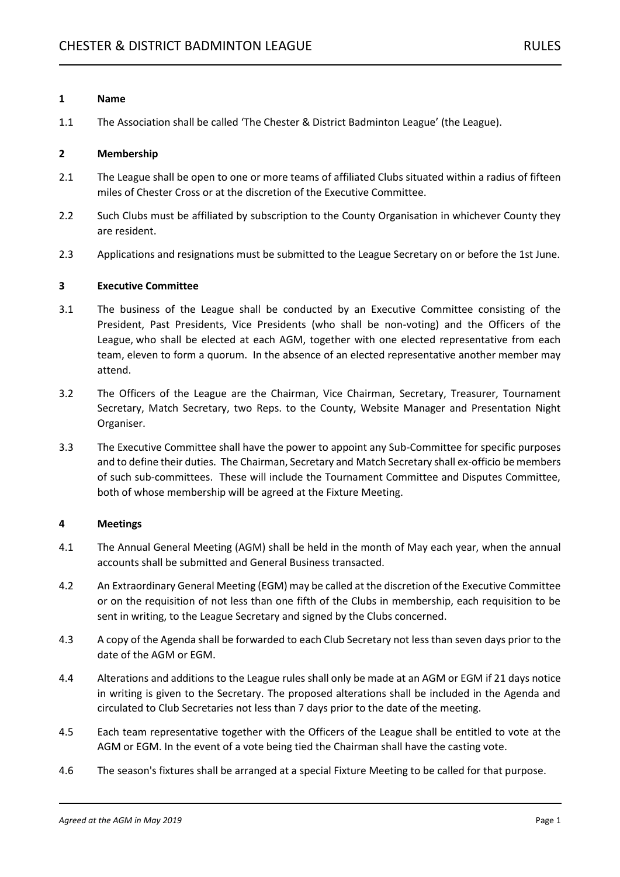## 1 Name

1.1 The Association shall be called 'The Chester & District Badminton League' (the League).

## 2 Membership

2.1 The League shall be open to one or more teams of affiliated Clubs situated within a radius of fifteen miles of Chester Cross or at the discretion of the Executive Committee.

2.2 Such Clubs must be affiliated by subscription to the County Organisation in whichever County they are resident.

2.3 Applications and resignations must be submitted to the League Secretary on or before the 1st June.

## 3 Executive Committee

3.1 The business of the League shall be conducted by an Executive Committee consisting of the President, Past Presidents, Vice Presidents (who shall be non-voting) and the Officers of the League, who shall be elected at each AGM, together with one elected representative from each team, eleven to form a quorum. In the absence of an elected representative another member may attend.

3.2 The Officers of the League are the Chairman, Vice Chairman, Secretary, Treasurer, Tournament Secretary, Match Secretary, two Reps. to the County, Website Manager and Presentation Night Organiser.

3.3 The Executive Committee shall have the power to appoint any Sub-Committee for specific purposes and to define their duties. The Chairman, Secretary and Match Secretary shall ex-officio be members of such sub-committees. These will include the Tournament Committee and Disputes Committee, both of whose membership will be agreed at the Fixture Meeting.

## 4 Meetings

4.1 The Annual General Meeting (AGM) shall be held in the month of May each year, when the annual accounts shall be submitted and General Business transacted.

4.2 An Extraordinary General Meeting (EGM) may be called at the discretion of the Executive Committee or on the requisition of not less than one fifth of the Clubs in membership, each requisition to be sent in writing, to the League Secretary and signed by the Clubs concerned.

4.3 A copy of the Agenda shall be forwarded to each Club Secretary not less than seven days prior to the date of the AGM or EGM.

4.4 Alterations and additions to the League rules shall only be made at an AGM or EGM if 21 days notice in writing is given to the Secretary. The proposed alterations shall be included in the Agenda and circulated to Club Secretaries not less than 7 days prior to the date of the meeting.

4.5 Each team representative together with the Officers of the League shall be entitled to vote at the AGM or EGM. In the event of a vote being tied the Chairman shall have the casting vote.

4.6 The season's fixtures shall be arranged at a special Fixture Meeting to be called for that purpose.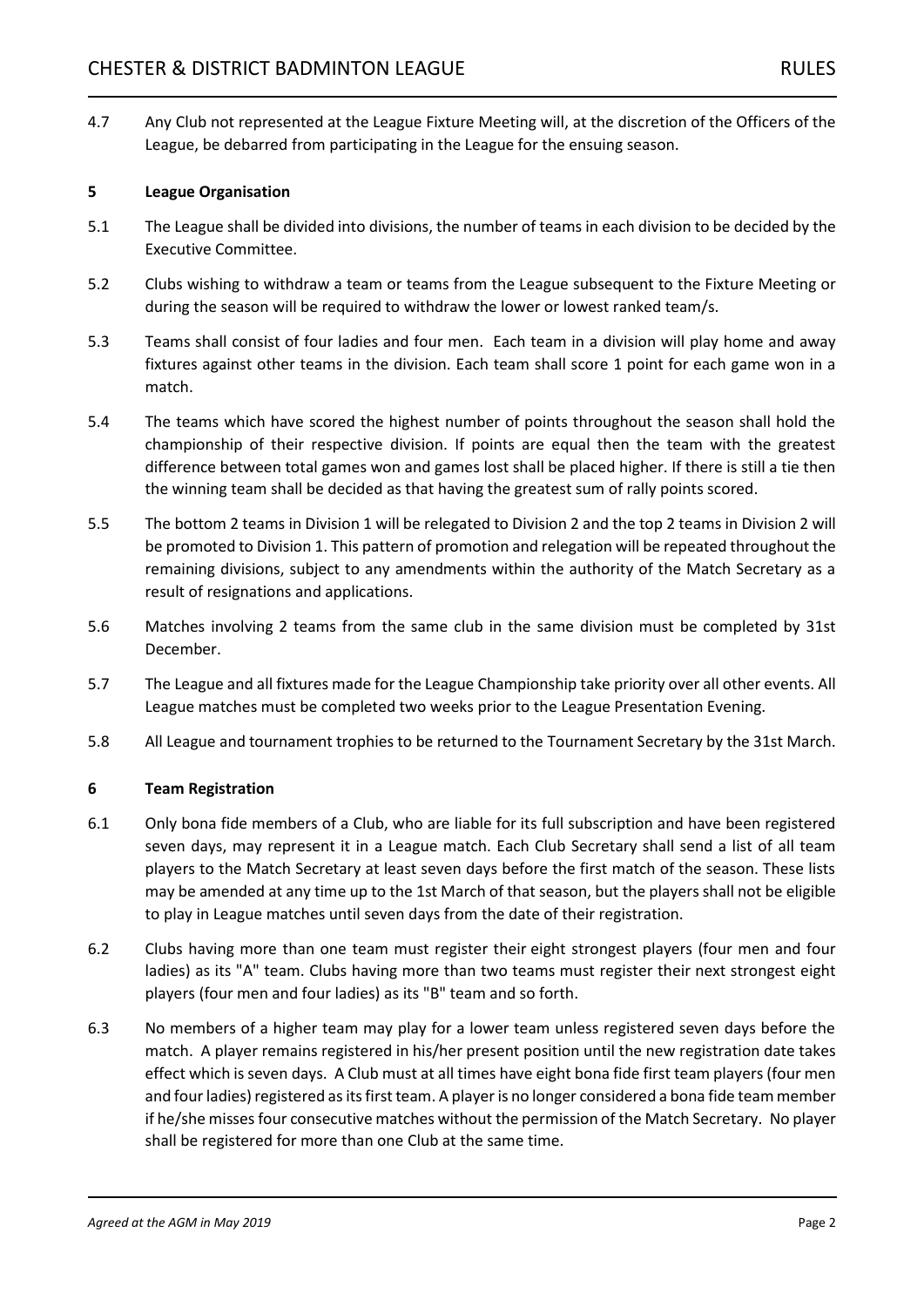4.7 Any Club not represented at the League Fixture Meeting will, at the discretion of the Officers of the League, be debarred from participating in the League for the ensuing season.

## 5 League Organisation

5.1 The League shall be divided into divisions, the number of teams in each division to be decided by the Executive Committee.

5.2 Clubs wishing to withdraw a team or teams from the League subsequent to the Fixture Meeting or during the season will be required to withdraw the lower or lowest ranked team/s.

5.3 Teams shall consist of four ladies and four men. Each team in a division will play home and away fixtures against other teams in the division. Each team shall score 1 point for each game won in a match.

5.4 The teams which have scored the highest number of points throughout the season shall hold the championship of their respective division. If points are equal then the team with the greatest difference between total games won and games lost shall be placed higher. If there is still a tie then the winning team shall be decided as that having the greatest sum of rally points scored.

5.5 The bottom 2 teams in Division 1 will be relegated to Division 2 and the top 2 teams in Division 2 will be promoted to Division 1. This pattern of promotion and relegation will be repeated throughout the remaining divisions, subject to any amendments within the authority of the Match Secretary as a result of resignations and applications.

5.6 Matches involving 2 teams from the same club in the same division must be completed by 31st December.

5.7 The League and all fixtures made for the League Championship take priority over all other events. All League matches must be completed two weeks prior to the League Presentation Evening.

5.8 All League and tournament trophies to be returned to the Tournament Secretary by the 31st March.

## 6 Team Registration

6.1 Only bona fide members of a Club, who are liable for its full subscription and have been registered seven days, may represent it in a League match. Each Club Secretary shall send a list of all team players to the Match Secretary at least seven days before the first match of the season. These lists may be amended at any time up to the 1st March of that season, but the players shall not be eligible to play in League matches until seven days from the date of their registration.

6.2 Clubs having more than one team must register their eight strongest players (four men and four ladies) as its "A" team. Clubs having more than two teams must register their next strongest eight players (four men and four ladies) as its "B" team and so forth.

6.3 No members of a higher team may play for a lower team unless registered seven days before the match. A player remains registered in his/her present position until the new registration date takes effect which is seven days. A Club must at all times have eight bona fide first team players (four men and four ladies) registered as its first team. A player is no longer considered a bona fide team member if he/she misses four consecutive matches without the permission of the Match Secretary. No player shall be registered for more than one Club at the same time.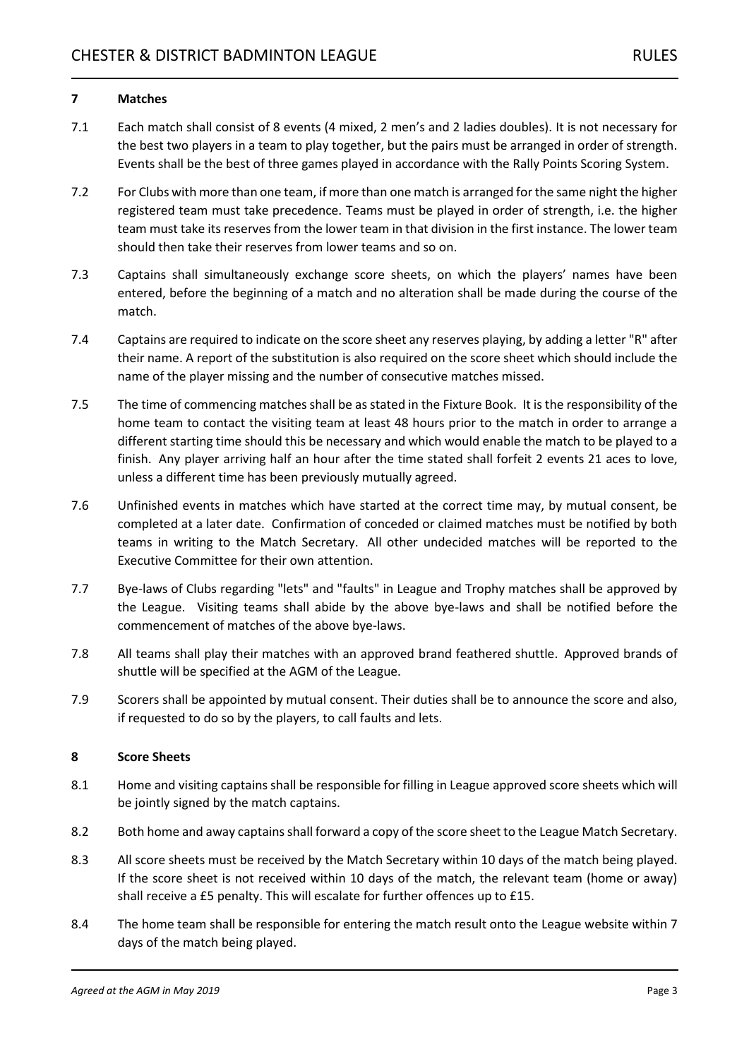## 7 Matches

7.1 Each match shall consist of 8 events (4 mixed, 2 men's and 2 ladies doubles). It is not necessary for the best two players in a team to play together, but the pairs must be arranged in order of strength. Events shall be the best of three games played in accordance with the Rally Points Scoring System.

7.2 For Clubs with more than one team, if more than one match is arranged for the same night the higher registered team must take precedence. Teams must be played in order of strength, i.e. the higher team must take its reserves from the lower team in that division in the first instance. The lower team should then take their reserves from lower teams and so on.

7.3 Captains shall simultaneously exchange score sheets, on which the players' names have been entered, before the beginning of a match and no alteration shall be made during the course of the match.

7.4 Captains are required to indicate on the score sheet any reserves playing, by adding a letter "R" after their name. A report of the substitution is also required on the score sheet which should include the name of the player missing and the number of consecutive matches missed.

7.5 The time of commencing matches shall be as stated in the Fixture Book. It is the responsibility of the home team to contact the visiting team at least 48 hours prior to the match in order to arrange a different starting time should this be necessary and which would enable the match to be played to a finish. Any player arriving half an hour after the time stated shall forfeit 2 events 21 aces to love, unless a different time has been previously mutually agreed.

7.6 Unfinished events in matches which have started at the correct time may, by mutual consent, be completed at a later date. Confirmation of conceded or claimed matches must be notified by both teams in writing to the Match Secretary. All other undecided matches will be reported to the Executive Committee for their own attention.

7.7 Bye-laws of Clubs regarding "lets" and "faults" in League and Trophy matches shall be approved by the League. Visiting teams shall abide by the above bye-laws and shall be notified before the commencement of matches of the above bye-laws.

7.8 All teams shall play their matches with an approved brand feathered shuttle. Approved brands of shuttle will be specified at the AGM of the League.

7.9 Scorers shall be appointed by mutual consent. Their duties shall be to announce the score and also, if requested to do so by the players, to call faults and lets.

## 8 Score Sheets

8.1 Home and visiting captains shall be responsible for filling in League approved score sheets which will be jointly signed by the match captains.

8.2 Both home and away captains shall forward a copy of the score sheet to the League Match Secretary.

8.3 All score sheets must be received by the Match Secretary within 10 days of the match being played. If the score sheet is not received within 10 days of the match, the relevant team (home or away) shall receive a £5 penalty. This will escalate for further offences up to £15.

8.4 The home team shall be responsible for entering the match result onto the League website within 7 days of the match being played.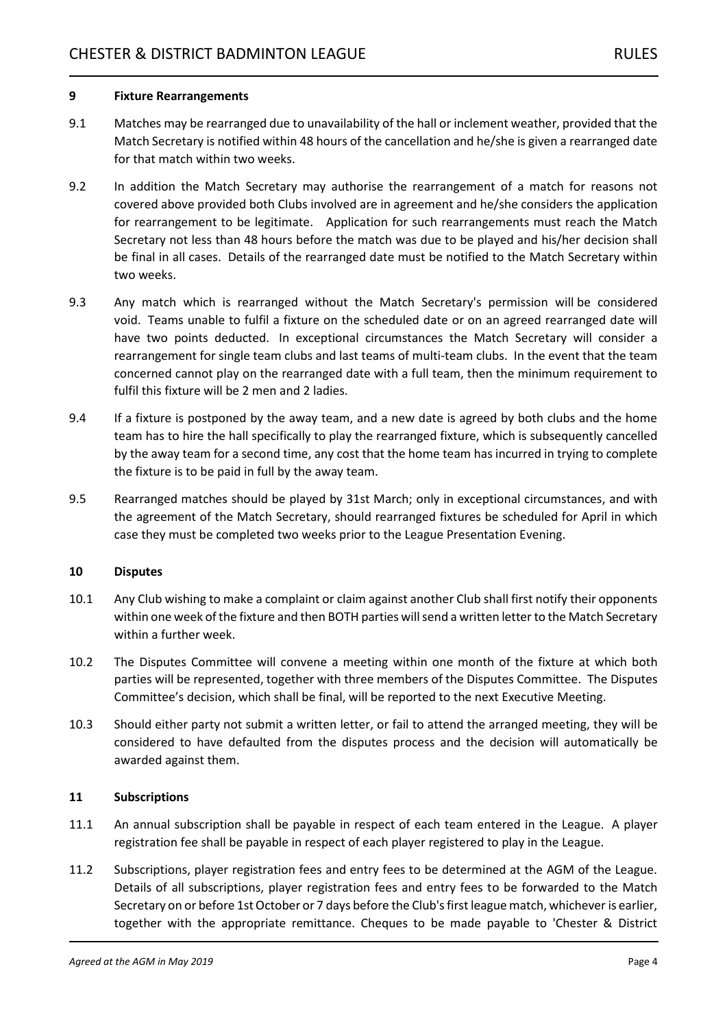## 9 Fixture Rearrangements

9.1 Matches may be rearranged due to unavailability of the hall or inclement weather, provided that the Match Secretary is notified within 48 hours of the cancellation and he/she is given a rearranged date for that match within two weeks.

9.2 In addition the Match Secretary may authorise the rearrangement of a match for reasons not covered above provided both Clubs involved are in agreement and he/she considers the application for rearrangement to be legitimate. Application for such rearrangements must reach the Match Secretary not less than 48 hours before the match was due to be played and his/her decision shall be final in all cases. Details of the rearranged date must be notified to the Match Secretary within two weeks.

9.3 Any match which is rearranged without the Match Secretary's permission will be considered void. Teams unable to fulfil a fixture on the scheduled date or on an agreed rearranged date will have two points deducted. In exceptional circumstances the Match Secretary will consider a rearrangement for single team clubs and last teams of multi-team clubs. In the event that the team concerned cannot play on the rearranged date with a full team, then the minimum requirement to fulfil this fixture will be 2 men and 2 ladies.

9.4 If a fixture is postponed by the away team, and a new date is agreed by both clubs and the home team has to hire the hall specifically to play the rearranged fixture, which is subsequently cancelled by the away team for a second time, any cost that the home team has incurred in trying to complete the fixture is to be paid in full by the away team.

9.5 Rearranged matches should be played by 31st March; only in exceptional circumstances, and with the agreement of the Match Secretary, should rearranged fixtures be scheduled for April in which case they must be completed two weeks prior to the League Presentation Evening.

## 10 Disputes

10.1 Any Club wishing to make a complaint or claim against another Club shall first notify their opponents within one week of the fixture and then BOTH parties will send a written letter to the Match Secretary within a further week.

10.2 The Disputes Committee will convene a meeting within one month of the fixture at which both parties will be represented, together with three members of the Disputes Committee. The Disputes Committee's decision, which shall be final, will be reported to the next Executive Meeting.

10.3 Should either party not submit a written letter, or fail to attend the arranged meeting, they will be considered to have defaulted from the disputes process and the decision will automatically be awarded against them.

## 11 Subscriptions

11.1 An annual subscription shall be payable in respect of each team entered in the League. A player registration fee shall be payable in respect of each player registered to play in the League.

11.2 Subscriptions, player registration fees and entry fees to be determined at the AGM of the League. Details of all subscriptions, player registration fees and entry fees to be forwarded to the Match Secretary on or before 1st October or 7 days before the Club's first league match, whichever is earlier, together with the appropriate remittance. Cheques to be made payable to 'Chester & District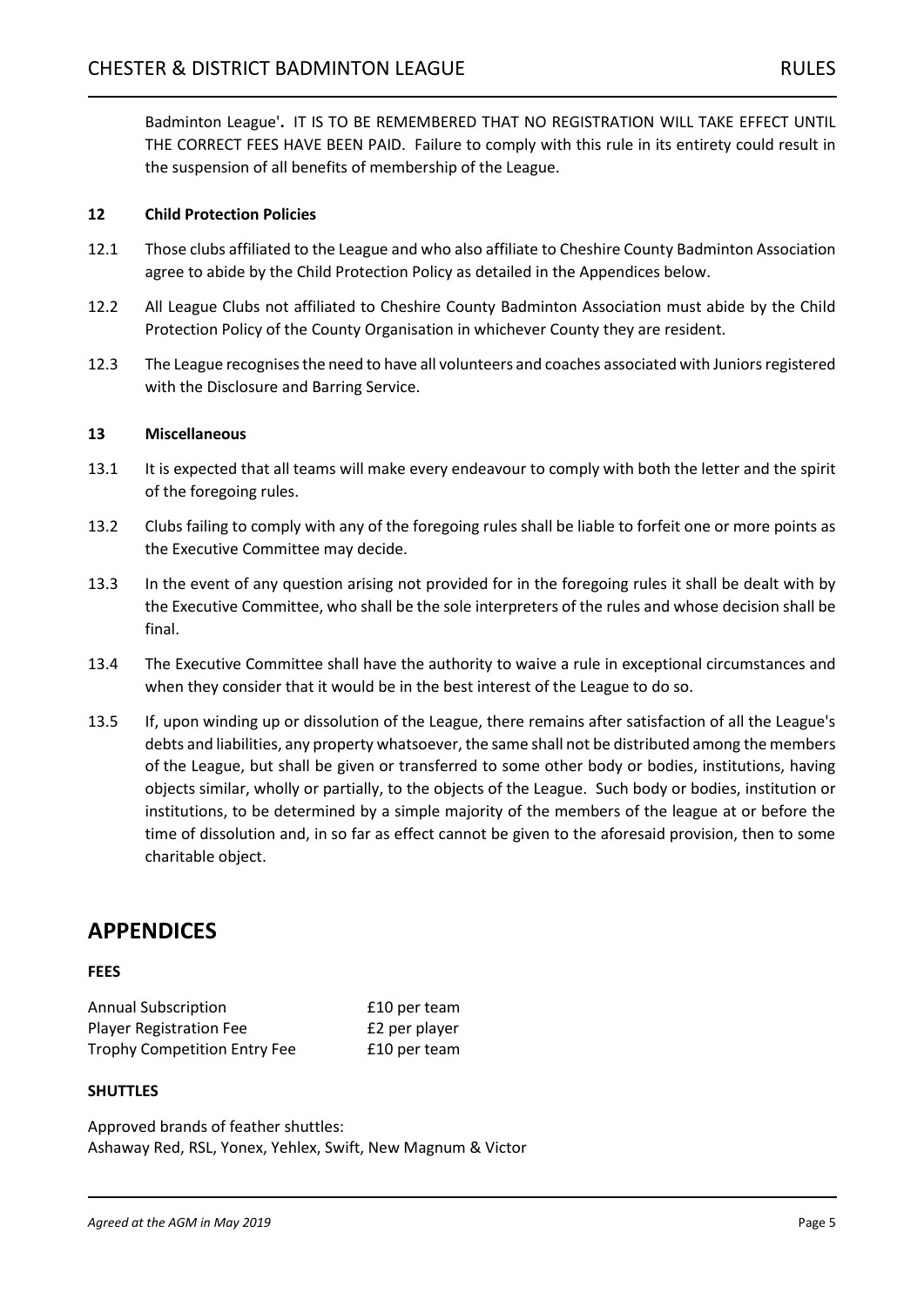Badminton League'**.** IT IS TO BE REMEMBERED THAT NO REGISTRATION WILL TAKE EFFECT UNTIL THE CORRECT FEES HAVE BEEN PAID. Failure to comply with this rule in its entirety could result in the suspension of all benefits of membership of the League.

**12 Child Protection Policies**

12.1 Those clubs affiliated to the League and who also affiliate to Cheshire County Badminton Association agree to abide by the Child Protection Policy as detailed in the Appendices below.

12.2 All League Clubs not affiliated to Cheshire County Badminton Association must abide by the Child Protection Policy of the County Organisation in whichever County they are resident.

12.3 The League recognises the need to have all volunteers and coaches associated with Juniors registered with the Disclosure and Barring Service.

**13 Miscellaneous**

13.1 It is expected that all teams will make every endeavour to comply with both the letter and the spirit of the foregoing rules.

13.2 Clubs failing to comply with any of the foregoing rules shall be liable to forfeit one or more points as the Executive Committee may decide.

13.3 In the event of any question arising not provided for in the foregoing rules it shall be dealt with by the Executive Committee, who shall be the sole interpreters of the rules and whose decision shall be final.

13.4 The Executive Committee shall have the authority to waive a rule in exceptional circumstances and when they consider that it would be in the best interest of the League to do so.

13.5 If, upon winding up or dissolution of the League, there remains after satisfaction of all the League's debts and liabilities, any property whatsoever, the same shall not be distributed among the members of the League, but shall be given or transferred to some other body or bodies, institutions, having objects similar, wholly or partially, to the objects of the League. Such body or bodies, institution or institutions, to be determined by a simple majority of the members of the league at or before the time of dissolution and, in so far as effect cannot be given to the aforesaid provision, then to some charitable object.

# APPENDICES

**FEES**

| | |
|---|---|
| Annual Subscription | £10 per team |
| Player Registration Fee | £2 per player |
| Trophy Competition Entry Fee | £10 per team |

**SHUTTLES**

Approved brands of feather shuttles:
Ashaway Red, RSL, Yonex, Yehlex, Swift, New Magnum & Victor

*Agreed at the AGM in May 2019*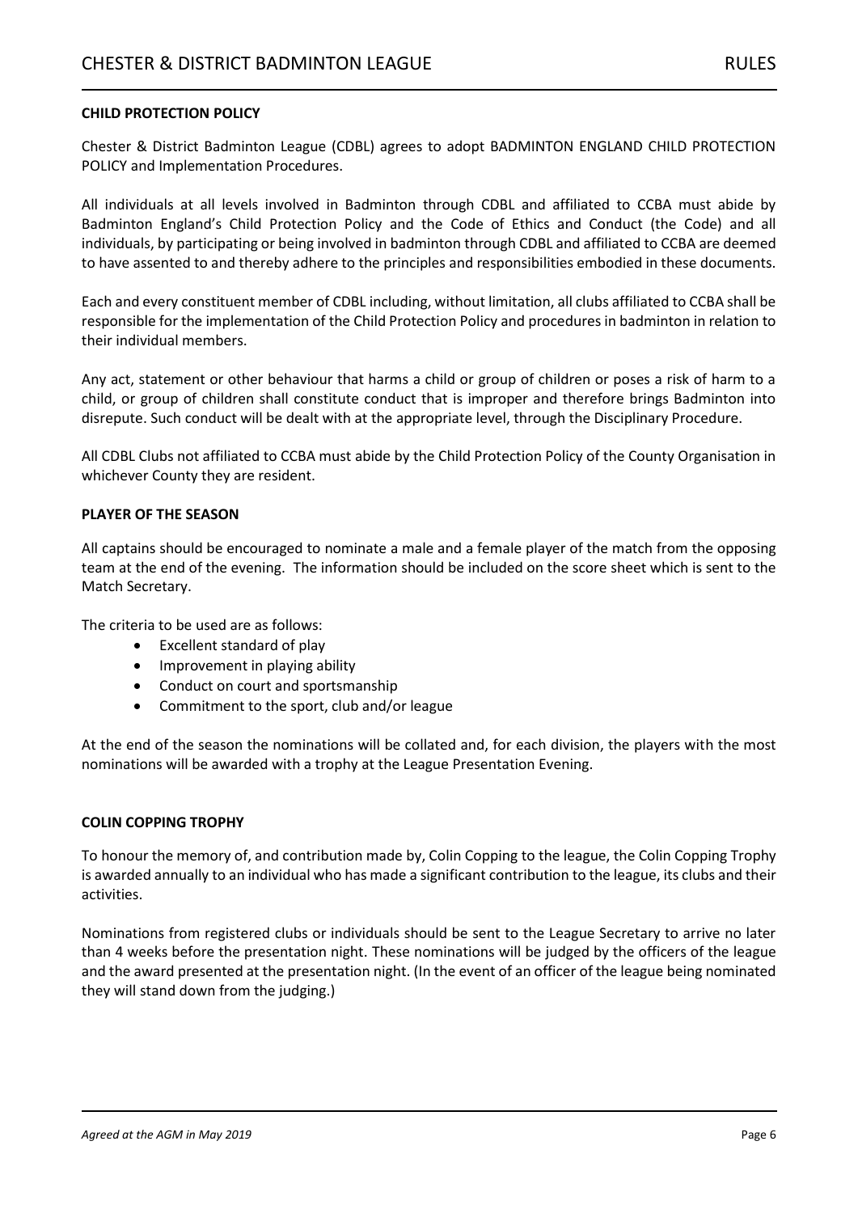**CHILD PROTECTION POLICY**

Chester & District Badminton League (CDBL) agrees to adopt BADMINTON ENGLAND CHILD PROTECTION POLICY and Implementation Procedures.

All individuals at all levels involved in Badminton through CDBL and affiliated to CCBA must abide by Badminton England's Child Protection Policy and the Code of Ethics and Conduct (the Code) and all individuals, by participating or being involved in badminton through CDBL and affiliated to CCBA are deemed to have assented to and thereby adhere to the principles and responsibilities embodied in these documents.

Each and every constituent member of CDBL including, without limitation, all clubs affiliated to CCBA shall be responsible for the implementation of the Child Protection Policy and procedures in badminton in relation to their individual members.

Any act, statement or other behaviour that harms a child or group of children or poses a risk of harm to a child, or group of children shall constitute conduct that is improper and therefore brings Badminton into disrepute. Such conduct will be dealt with at the appropriate level, through the Disciplinary Procedure.

All CDBL Clubs not affiliated to CCBA must abide by the Child Protection Policy of the County Organisation in whichever County they are resident.

**PLAYER OF THE SEASON**

All captains should be encouraged to nominate a male and a female player of the match from the opposing team at the end of the evening. The information should be included on the score sheet which is sent to the Match Secretary.

The criteria to be used are as follows:

- Excellent standard of play
- Improvement in playing ability
- Conduct on court and sportsmanship
- Commitment to the sport, club and/or league

At the end of the season the nominations will be collated and, for each division, the players with the most nominations will be awarded with a trophy at the League Presentation Evening.

**COLIN COPPING TROPHY**

To honour the memory of, and contribution made by, Colin Copping to the league, the Colin Copping Trophy is awarded annually to an individual who has made a significant contribution to the league, its clubs and their activities.

Nominations from registered clubs or individuals should be sent to the League Secretary to arrive no later than 4 weeks before the presentation night. These nominations will be judged by the officers of the league and the award presented at the presentation night. (In the event of an officer of the league being nominated they will stand down from the judging.)